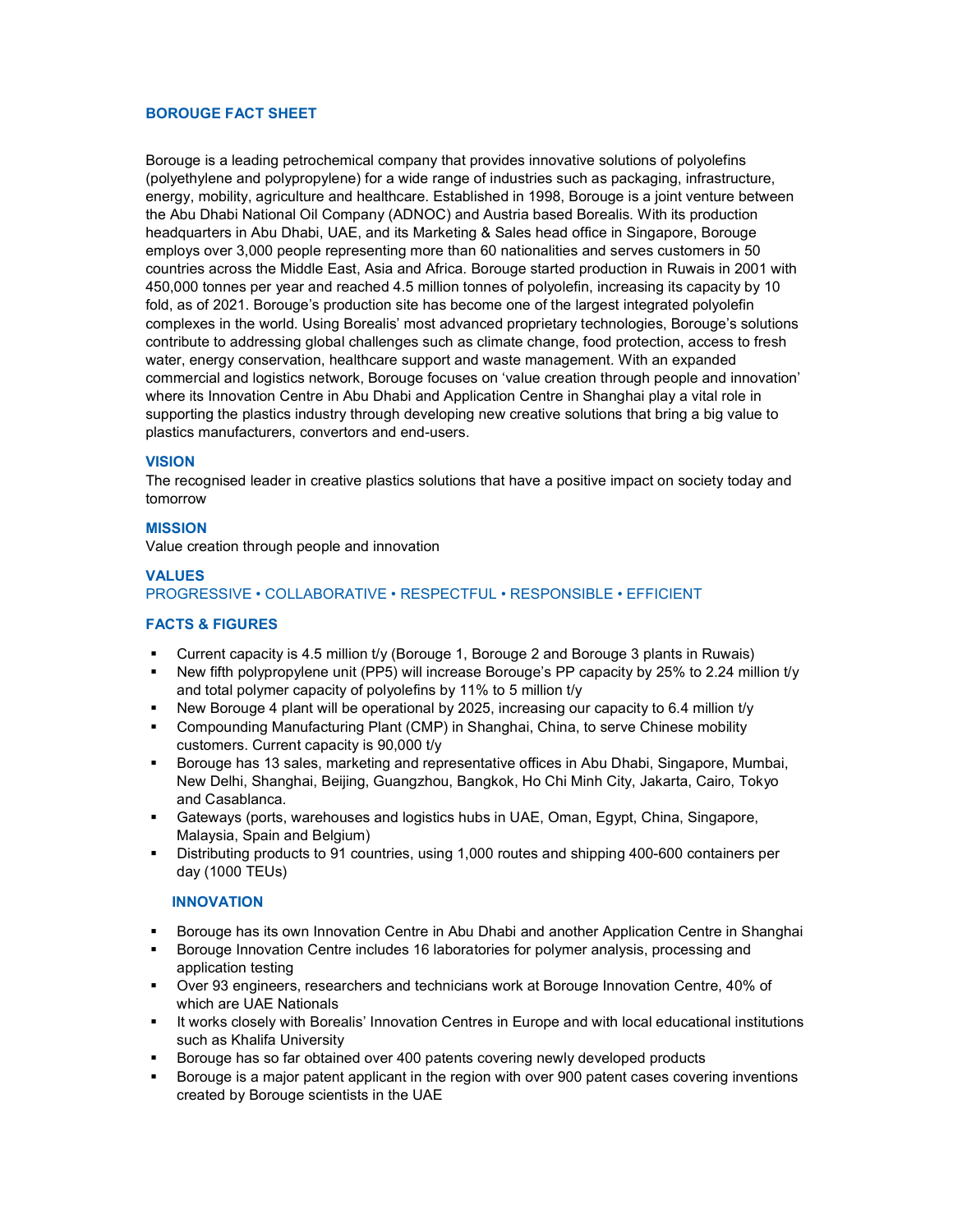# BOROUGE FACT SHEET

Borouge is a leading petrochemical company that provides innovative solutions of polyolefins (polyethylene and polypropylene) for a wide range of industries such as packaging, infrastructure, energy, mobility, agriculture and healthcare. Established in 1998, Borouge is a joint venture between the Abu Dhabi National Oil Company (ADNOC) and Austria based Borealis. With its production headquarters in Abu Dhabi, UAE, and its Marketing & Sales head office in Singapore, Borouge employs over 3,000 people representing more than 60 nationalities and serves customers in 50 countries across the Middle East, Asia and Africa. Borouge started production in Ruwais in 2001 with 450,000 tonnes per year and reached 4.5 million tonnes of polyolefin, increasing its capacity by 10 fold, as of 2021. Borouge's production site has become one of the largest integrated polyolefin complexes in the world. Using Borealis' most advanced proprietary technologies, Borouge's solutions contribute to addressing global challenges such as climate change, food protection, access to fresh water, energy conservation, healthcare support and waste management. With an expanded commercial and logistics network, Borouge focuses on 'value creation through people and innovation' where its Innovation Centre in Abu Dhabi and Application Centre in Shanghai play a vital role in supporting the plastics industry through developing new creative solutions that bring a big value to plastics manufacturers, convertors and end-users.

## VISION

The recognised leader in creative plastics solutions that have a positive impact on society today and tomorrow

## MISSION

Value creation through people and innovation

## VALUES

PROGRESSIVE • COLLABORATIVE • RESPECTFUL • RESPONSIBLE • EFFICIENT

## FACTS & FIGURES

- Current capacity is 4.5 million t/y (Borouge 1, Borouge 2 and Borouge 3 plants in Ruwais)
- New fifth polypropylene unit (PP5) will increase Borouge's PP capacity by 25% to 2.24 million t/y and total polymer capacity of polyolefins by 11% to 5 million t/y
- New Borouge 4 plant will be operational by 2025, increasing our capacity to 6.4 million t/y
- Compounding Manufacturing Plant (CMP) in Shanghai, China, to serve Chinese mobility customers. Current capacity is 90,000 t/y
- Borouge has 13 sales, marketing and representative offices in Abu Dhabi, Singapore, Mumbai, New Delhi, Shanghai, Beijing, Guangzhou, Bangkok, Ho Chi Minh City, Jakarta, Cairo, Tokyo and Casablanca.
- Gateways (ports, warehouses and logistics hubs in UAE, Oman, Egypt, China, Singapore, Malaysia, Spain and Belgium)
- Distributing products to 91 countries, using 1,000 routes and shipping 400-600 containers per day (1000 TEUs)

## INNOVATION

- Borouge has its own Innovation Centre in Abu Dhabi and another Application Centre in Shanghai
- Borouge Innovation Centre includes 16 laboratories for polymer analysis, processing and application testing
- Over 93 engineers, researchers and technicians work at Borouge Innovation Centre, 40% of which are UAE Nationals
- It works closely with Borealis' Innovation Centres in Europe and with local educational institutions such as Khalifa University
- Borouge has so far obtained over 400 patents covering newly developed products
- Borouge is a major patent applicant in the region with over 900 patent cases covering inventions created by Borouge scientists in the UAE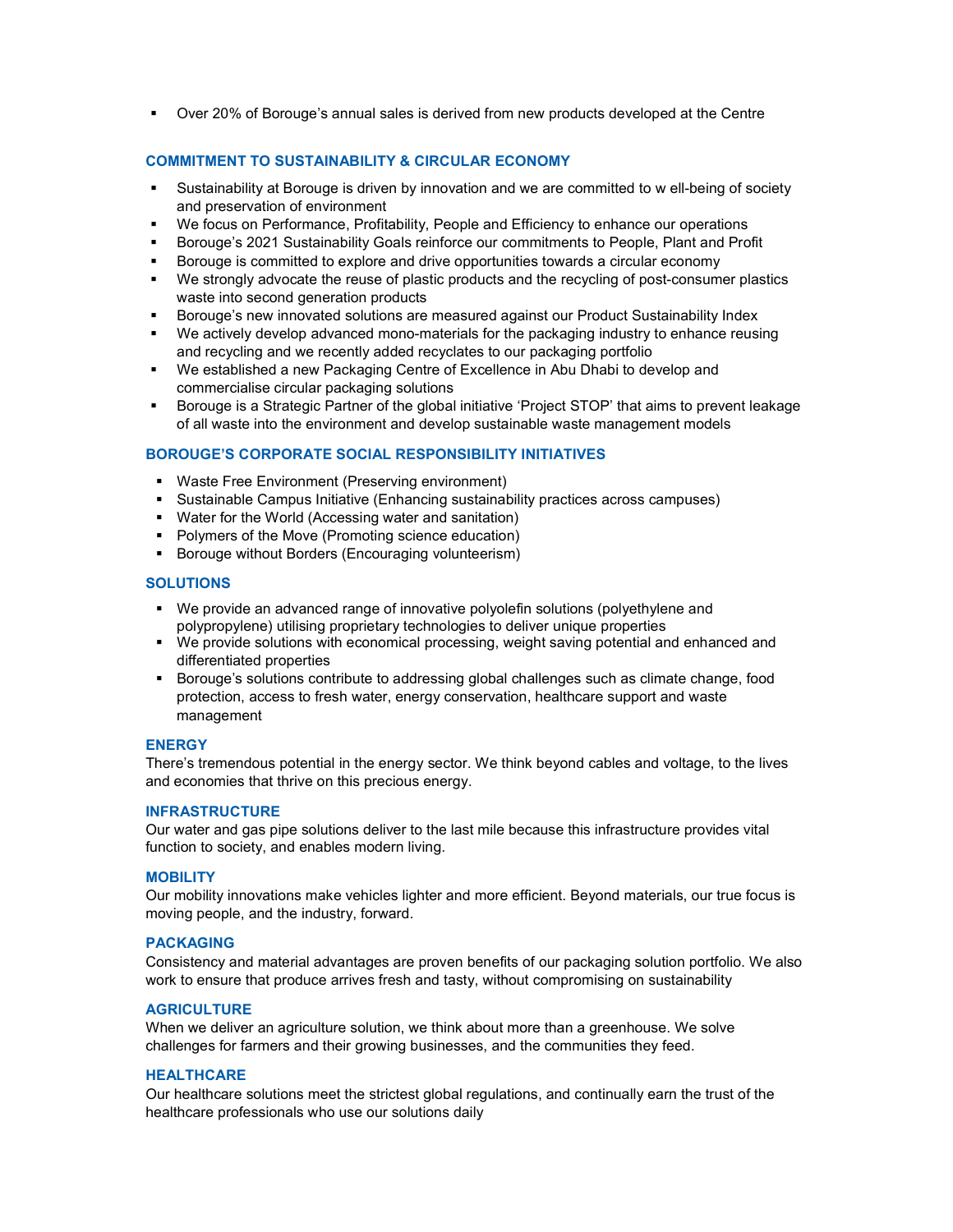- Over 20% of Borouge's annual sales is derived from new products developed at the Centre

## COMMITMENT TO SUSTAINABILITY & CIRCULAR ECONOMY

- Sustainability at Borouge is driven by innovation and we are committed to w ell-being of society and preservation of environment
- We focus on Performance, Profitability, People and Efficiency to enhance our operations
- Borouge's 2021 Sustainability Goals reinforce our commitments to People, Plant and Profit
- Borouge is committed to explore and drive opportunities towards a circular economy
- We strongly advocate the reuse of plastic products and the recycling of post-consumer plastics waste into second generation products
- Borouge's new innovated solutions are measured against our Product Sustainability Index
- We actively develop advanced mono-materials for the packaging industry to enhance reusing and recycling and we recently added recyclates to our packaging portfolio
- We established a new Packaging Centre of Excellence in Abu Dhabi to develop and commercialise circular packaging solutions
- Borouge is a Strategic Partner of the global initiative 'Project STOP' that aims to prevent leakage of all waste into the environment and develop sustainable waste management models

## BOROUGE'S CORPORATE SOCIAL RESPONSIBILITY INITIATIVES

- Waste Free Environment (Preserving environment)
- Sustainable Campus Initiative (Enhancing sustainability practices across campuses)
- Water for the World (Accessing water and sanitation)
- Polymers of the Move (Promoting science education)
- Borouge without Borders (Encouraging volunteerism)

## SOLUTIONS

- We provide an advanced range of innovative polyolefin solutions (polyethylene and polypropylene) utilising proprietary technologies to deliver unique properties
- We provide solutions with economical processing, weight saving potential and enhanced and differentiated properties
- Borouge's solutions contribute to addressing global challenges such as climate change, food protection, access to fresh water, energy conservation, healthcare support and waste management

### ENERGY

There's tremendous potential in the energy sector. We think beyond cables and voltage, to the lives and economies that thrive on this precious energy.

### INFRASTRUCTURE

Our water and gas pipe solutions deliver to the last mile because this infrastructure provides vital function to society, and enables modern living.

### MOBILITY

Our mobility innovations make vehicles lighter and more efficient. Beyond materials, our true focus is moving people, and the industry, forward.

### PACKAGING

Consistency and material advantages are proven benefits of our packaging solution portfolio. We also work to ensure that produce arrives fresh and tasty, without compromising on sustainability

### AGRICULTURE

When we deliver an agriculture solution, we think about more than a greenhouse. We solve challenges for farmers and their growing businesses, and the communities they feed.

### HEALTHCARE

Our healthcare solutions meet the strictest global regulations, and continually earn the trust of the healthcare professionals who use our solutions daily